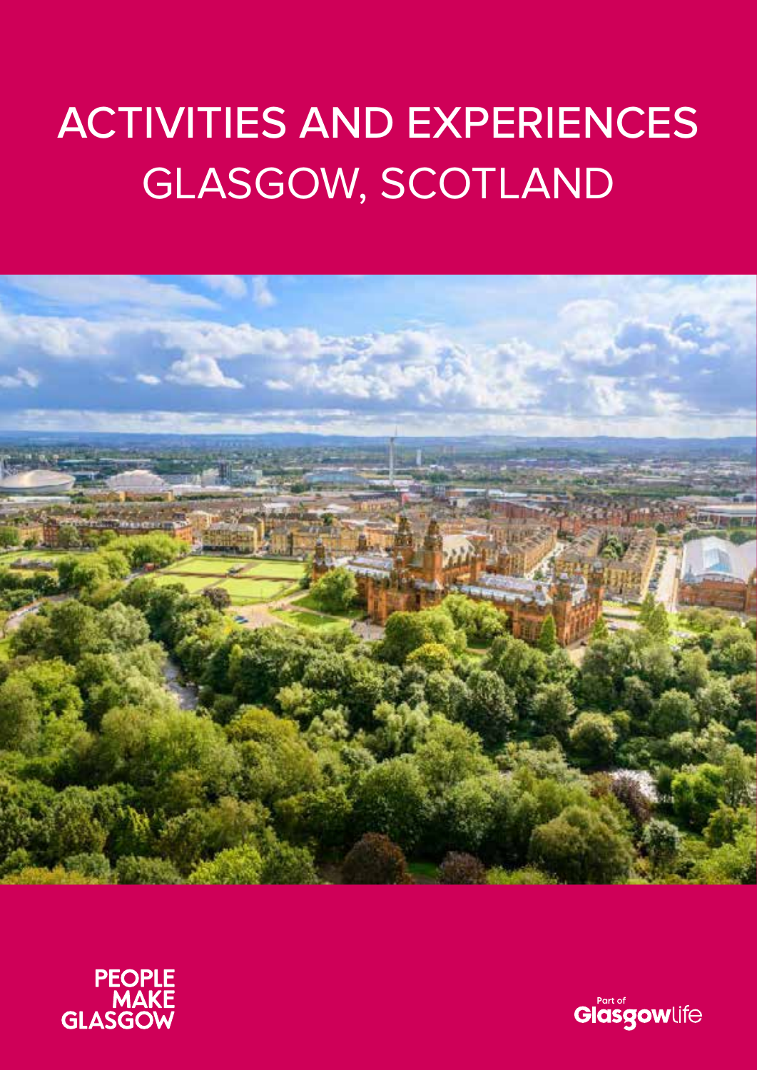# ACTIVITIES AND EXPERIENCES GLASGOW, SCOTLAND

PEOPLE MAKE GLASGOW

Part of Glasgowlife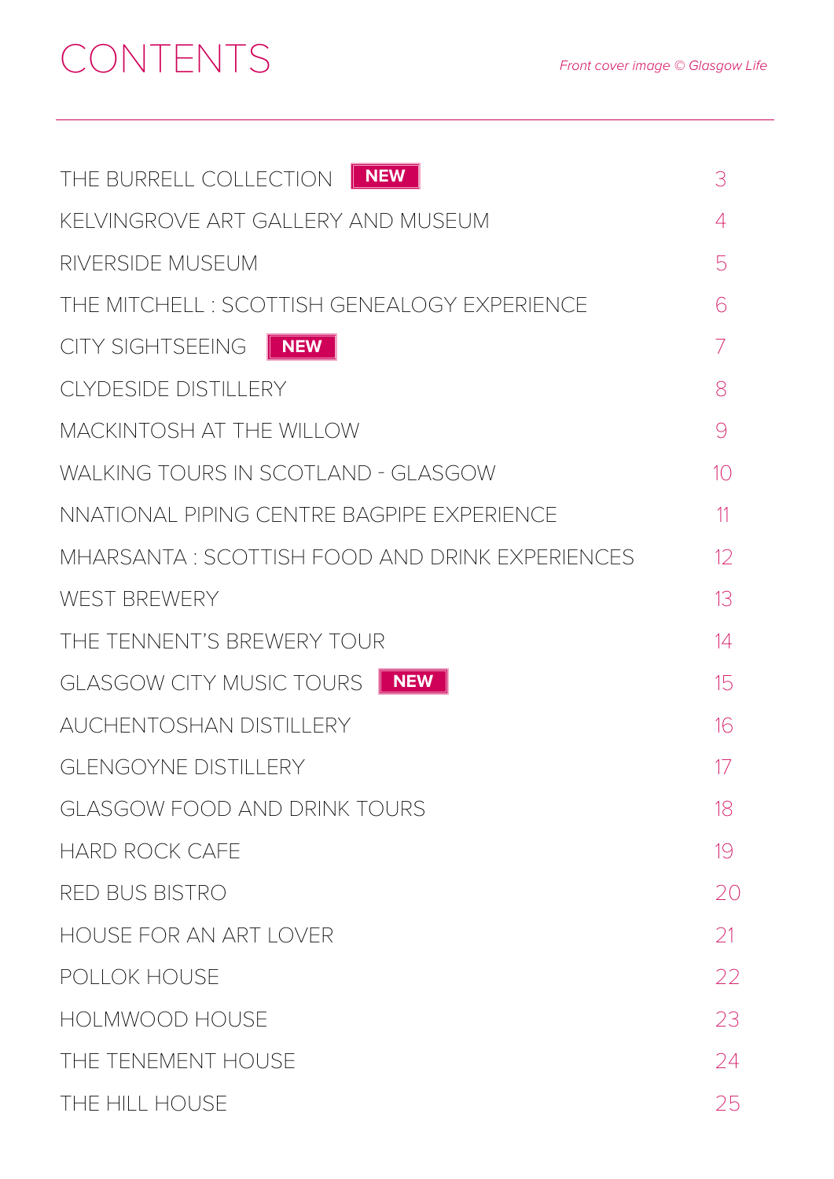# CONTENTS

*Front cover image © Glasgow Life*

| | |
|---|---|
| THE BURRELL COLLECTION **NEW** | 3 |
| KELVINGROVE ART GALLERY AND MUSEUM | 4 |
| RIVERSIDE MUSEUM | 5 |
| THE MITCHELL : SCOTTISH GENEALOGY EXPERIENCE | 6 |
| CITY SIGHTSEEING **NEW** | 7 |
| CLYDESIDE DISTILLERY | 8 |
| MACKINTOSH AT THE WILLOW | 9 |
| WALKING TOURS IN SCOTLAND - GLASGOW | 10 |
| NNATIONAL PIPING CENTRE BAGPIPE EXPERIENCE | 11 |
| MHARSANTA : SCOTTISH FOOD AND DRINK EXPERIENCES | 12 |
| WEST BREWERY | 13 |
| THE TENNENT'S BREWERY TOUR | 14 |
| GLASGOW CITY MUSIC TOURS **NEW** | 15 |
| AUCHENTOSHAN DISTILLERY | 16 |
| GLENGOYNE DISTILLERY | 17 |
| GLASGOW FOOD AND DRINK TOURS | 18 |
| HARD ROCK CAFE | 19 |
| RED BUS BISTRO | 20 |
| HOUSE FOR AN ART LOVER | 21 |
| POLLOK HOUSE | 22 |
| HOLMWOOD HOUSE | 23 |
| THE TENEMENT HOUSE | 24 |
| THE HILL HOUSE | 25 |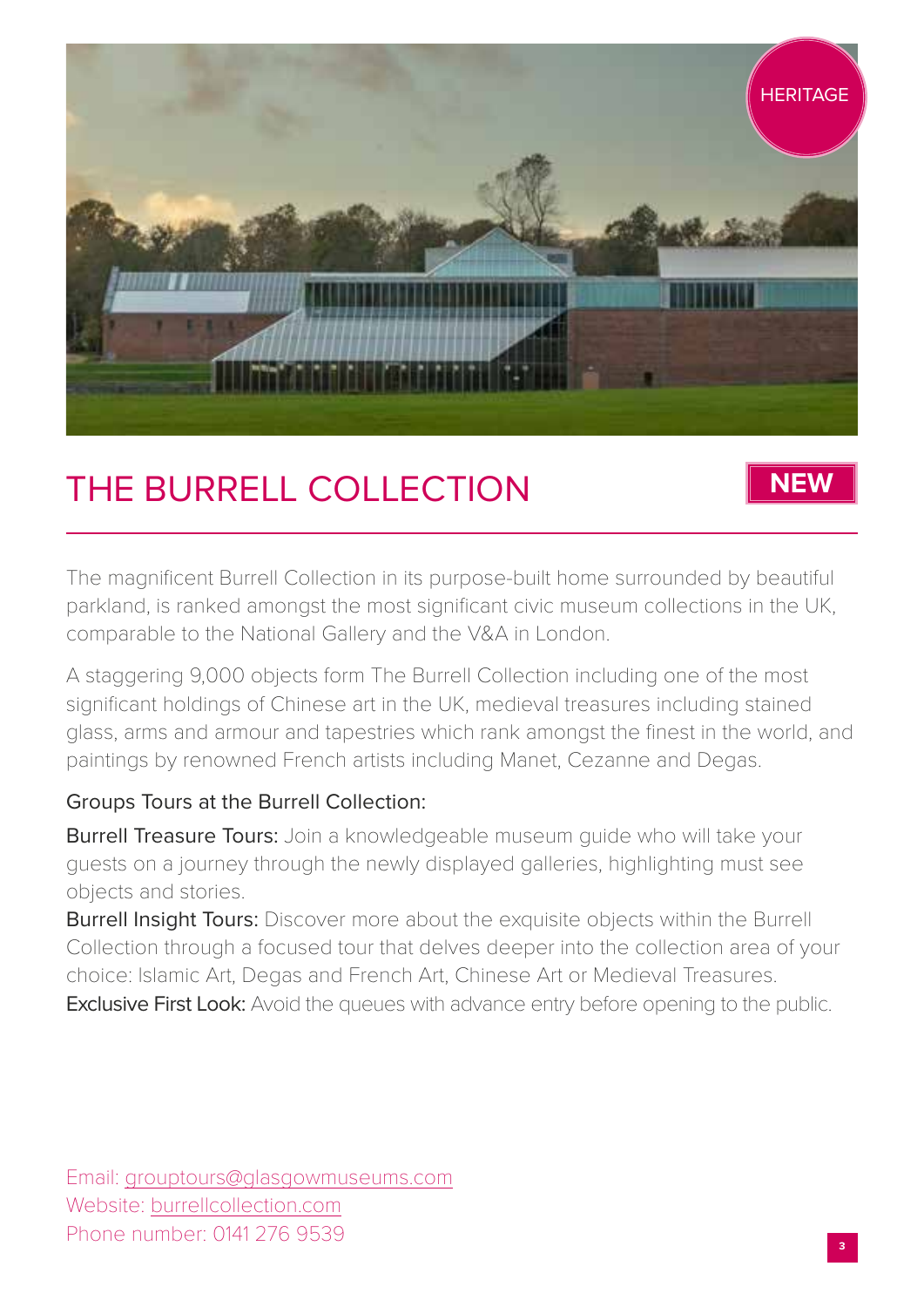HERITAGE

# THE BURRELL COLLECTION

**NEW**

The magnificent Burrell Collection in its purpose-built home surrounded by beautiful parkland, is ranked amongst the most significant civic museum collections in the UK, comparable to the National Gallery and the V&A in London.

A staggering 9,000 objects form The Burrell Collection including one of the most significant holdings of Chinese art in the UK, medieval treasures including stained glass, arms and armour and tapestries which rank amongst the finest in the world, and paintings by renowned French artists including Manet, Cezanne and Degas.

Groups Tours at the Burrell Collection:

Burrell Treasure Tours: Join a knowledgeable museum guide who will take your guests on a journey through the newly displayed galleries, highlighting must see objects and stories.

Burrell Insight Tours: Discover more about the exquisite objects within the Burrell Collection through a focused tour that delves deeper into the collection area of your choice: Islamic Art, Degas and French Art, Chinese Art or Medieval Treasures.

Exclusive First Look: Avoid the queues with advance entry before opening to the public.

Email: grouptours@glasgowmuseums.com
Website: burrellcollection.com
Phone number: 0141 276 9539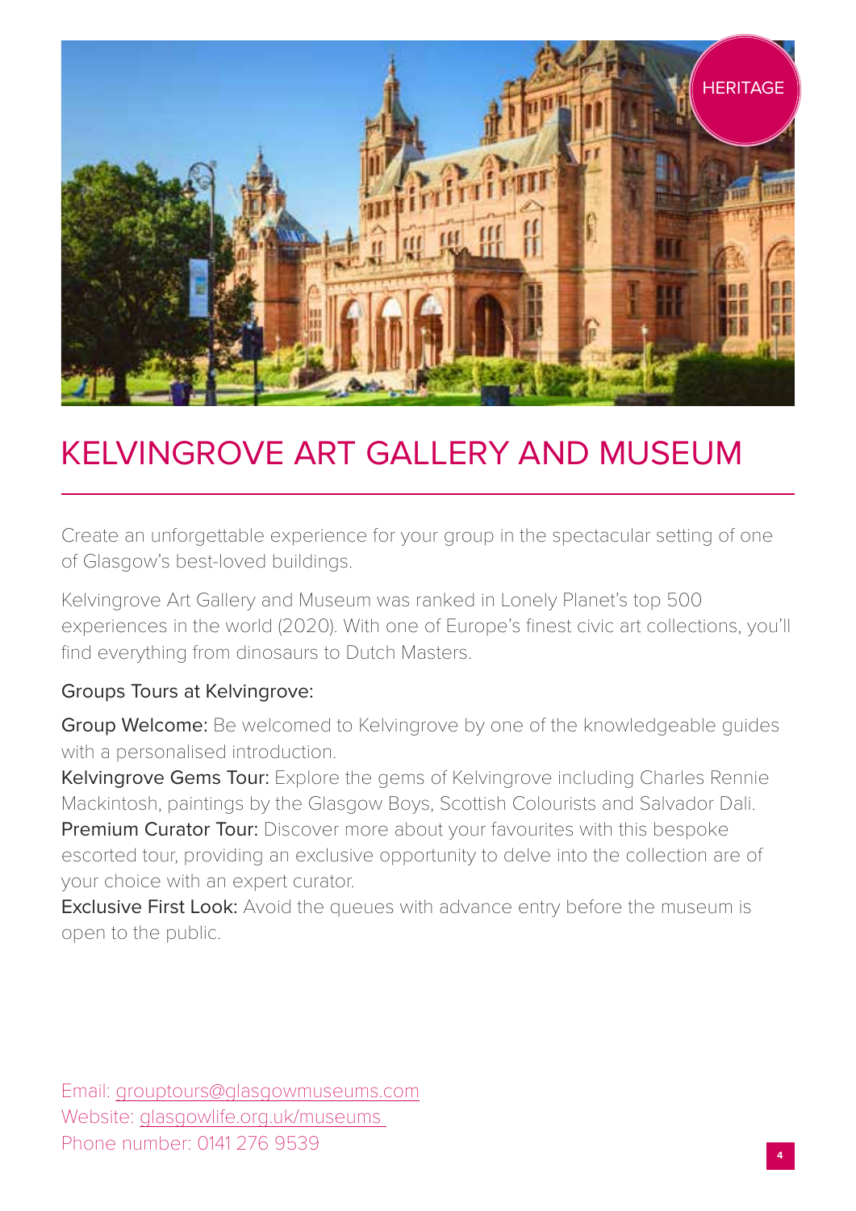HERITAGE

# KELVINGROVE ART GALLERY AND MUSEUM

Create an unforgettable experience for your group in the spectacular setting of one of Glasgow's best-loved buildings.

Kelvingrove Art Gallery and Museum was ranked in Lonely Planet's top 500 experiences in the world (2020). With one of Europe's finest civic art collections, you'll find everything from dinosaurs to Dutch Masters.

Groups Tours at Kelvingrove:

**Group Welcome:** Be welcomed to Kelvingrove by one of the knowledgeable guides with a personalised introduction.
**Kelvingrove Gems Tour:** Explore the gems of Kelvingrove including Charles Rennie Mackintosh, paintings by the Glasgow Boys, Scottish Colourists and Salvador Dali.
**Premium Curator Tour:** Discover more about your favourites with this bespoke escorted tour, providing an exclusive opportunity to delve into the collection are of your choice with an expert curator.
**Exclusive First Look:** Avoid the queues with advance entry before the museum is open to the public.

Email: grouptours@glasgowmuseums.com
Website: glasgowlife.org.uk/museums
Phone number: 0141 276 9539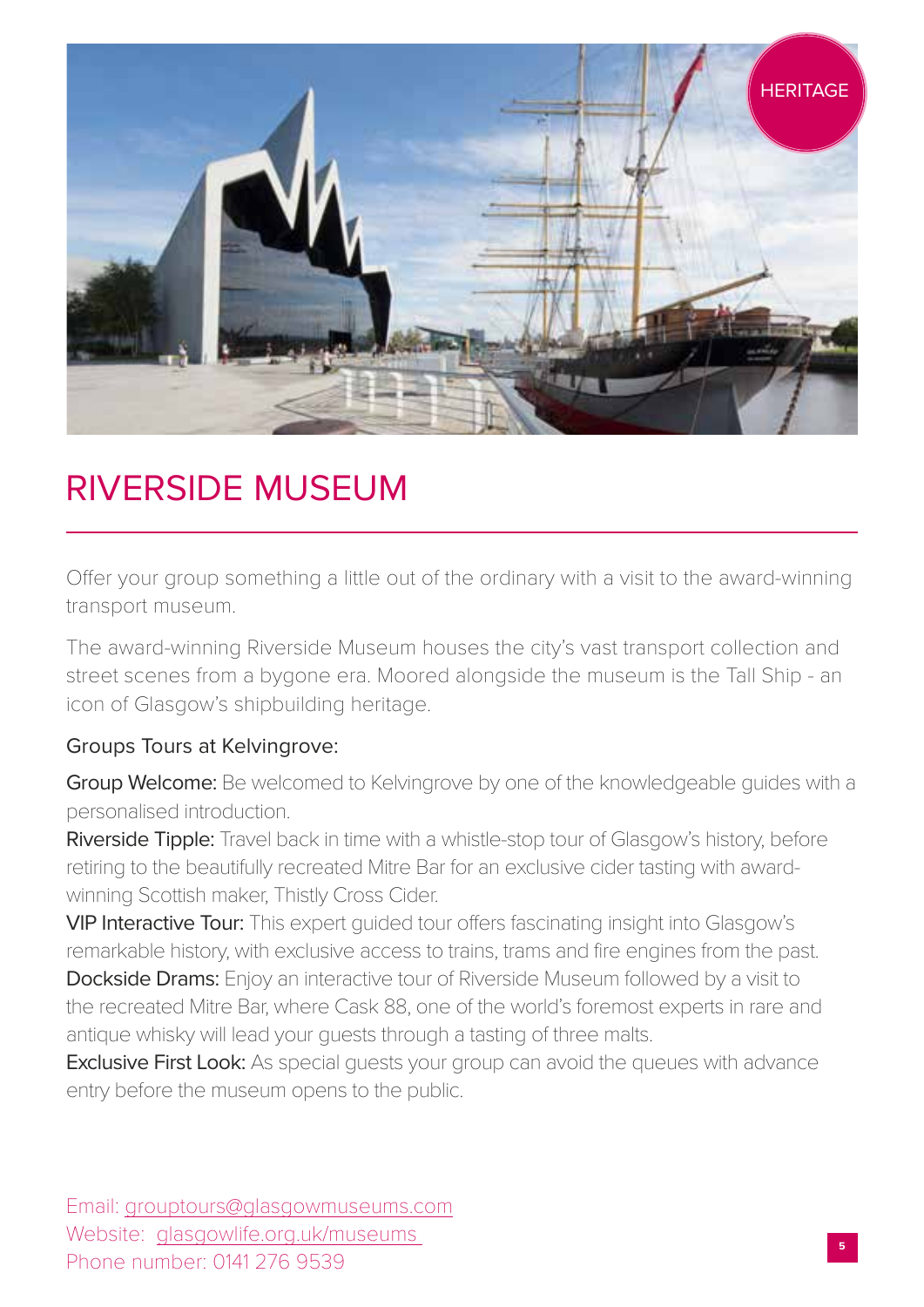HERITAGE

# RIVERSIDE MUSEUM

Offer your group something a little out of the ordinary with a visit to the award-winning transport museum.

The award-winning Riverside Museum houses the city's vast transport collection and street scenes from a bygone era. Moored alongside the museum is the Tall Ship - an icon of Glasgow's shipbuilding heritage.

Groups Tours at Kelvingrove:

**Group Welcome:** Be welcomed to Kelvingrove by one of the knowledgeable guides with a personalised introduction.

**Riverside Tipple:** Travel back in time with a whistle-stop tour of Glasgow's history, before retiring to the beautifully recreated Mitre Bar for an exclusive cider tasting with award-winning Scottish maker, Thistly Cross Cider.

**VIP Interactive Tour:** This expert guided tour offers fascinating insight into Glasgow's remarkable history, with exclusive access to trains, trams and fire engines from the past.

**Dockside Drams:** Enjoy an interactive tour of Riverside Museum followed by a visit to the recreated Mitre Bar, where Cask 88, one of the world's foremost experts in rare and antique whisky will lead your guests through a tasting of three malts.

**Exclusive First Look:** As special guests your group can avoid the queues with advance entry before the museum opens to the public.

Email: grouptours@glasgowmuseums.com
Website: glasgowlife.org.uk/museums
Phone number: 0141 276 9539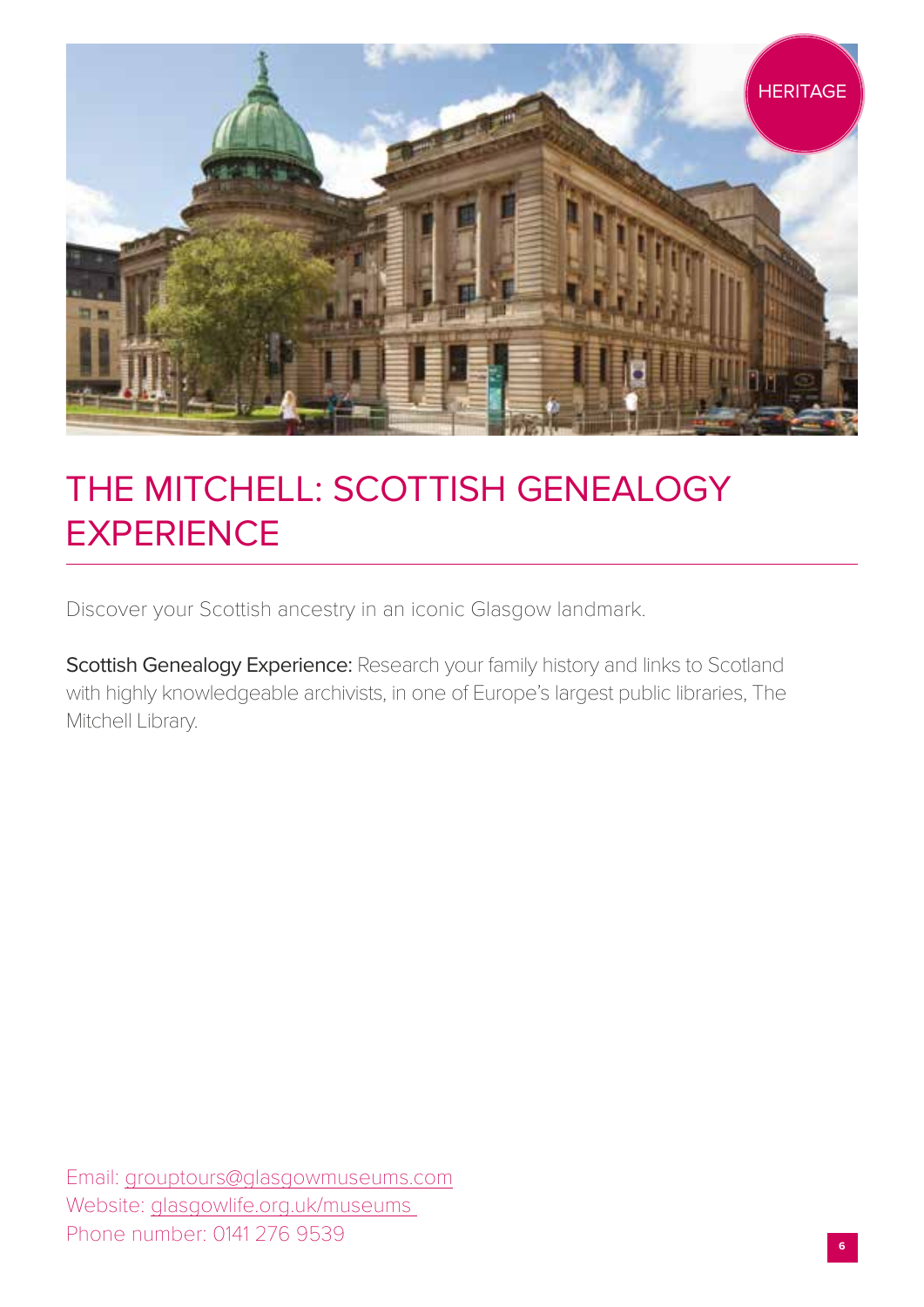HERITAGE

# THE MITCHELL: SCOTTISH GENEALOGY EXPERIENCE

Discover your Scottish ancestry in an iconic Glasgow landmark.

**Scottish Genealogy Experience:** Research your family history and links to Scotland with highly knowledgeable archivists, in one of Europe's largest public libraries, The Mitchell Library.

Email: grouptours@glasgowmuseums.com
Website: glasgowlife.org.uk/museums
Phone number: 0141 276 9539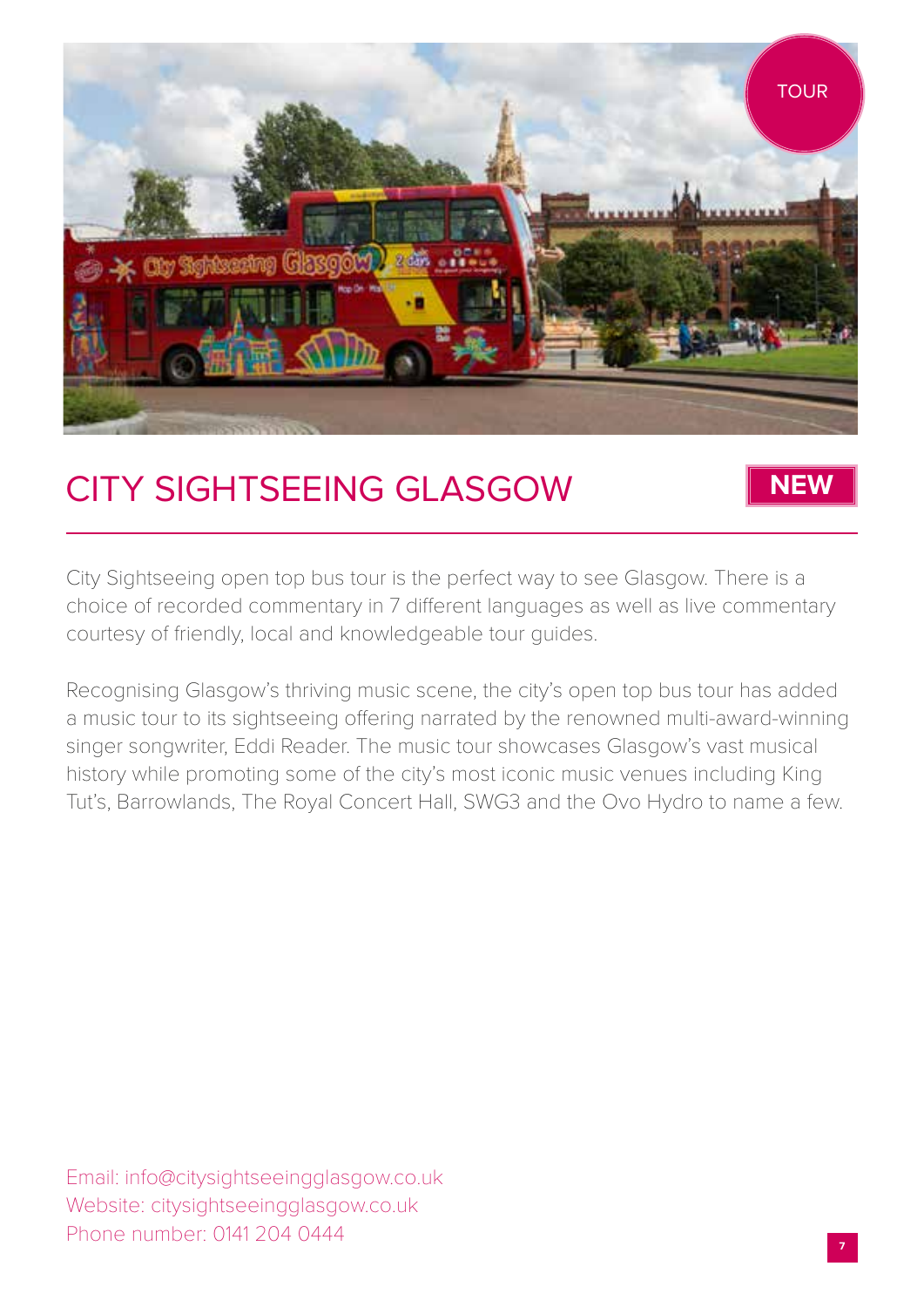TOUR

## CITY SIGHTSEEING GLASGOW

**NEW**

City Sightseeing open top bus tour is the perfect way to see Glasgow. There is a choice of recorded commentary in 7 different languages as well as live commentary courtesy of friendly, local and knowledgeable tour guides.

Recognising Glasgow's thriving music scene, the city's open top bus tour has added a music tour to its sightseeing offering narrated by the renowned multi-award-winning singer songwriter, Eddi Reader. The music tour showcases Glasgow's vast musical history while promoting some of the city's most iconic music venues including King Tut's, Barrowlands, The Royal Concert Hall, SWG3 and the Ovo Hydro to name a few.

Email: info@citysightseeingglasgow.co.uk
Website: citysightseeingglasgow.co.uk
Phone number: 0141 204 0444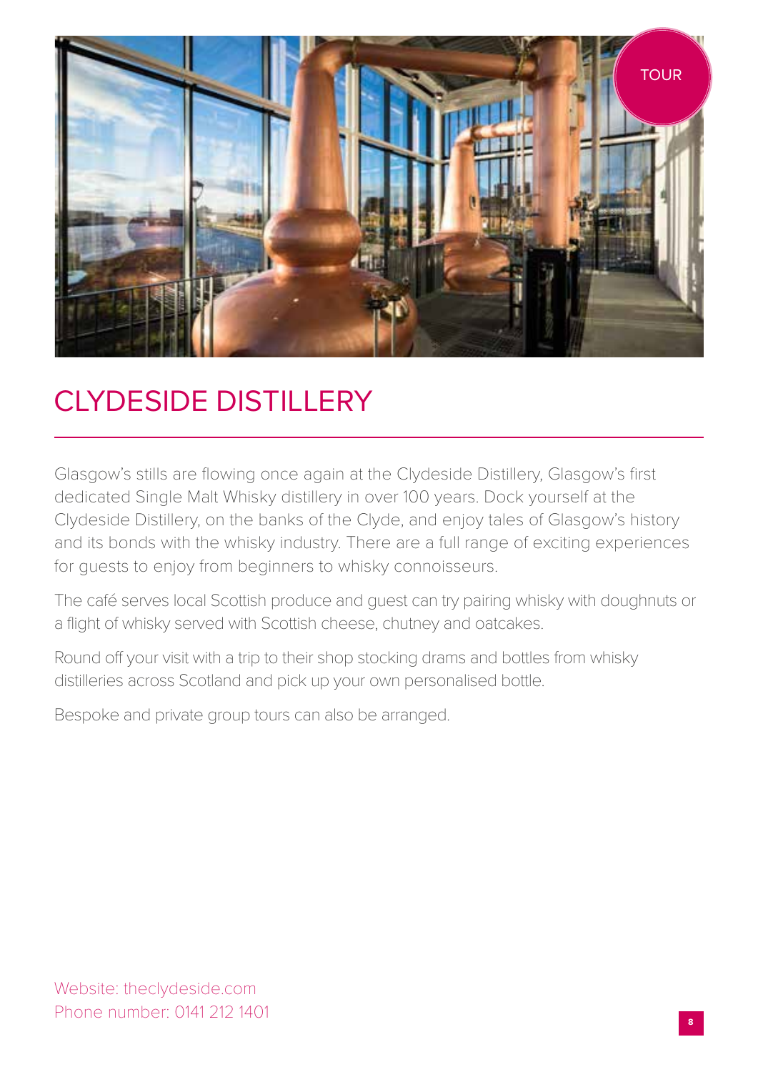TOUR

# CLYDESIDE DISTILLERY

Glasgow's stills are flowing once again at the Clydeside Distillery, Glasgow's first dedicated Single Malt Whisky distillery in over 100 years. Dock yourself at the Clydeside Distillery, on the banks of the Clyde, and enjoy tales of Glasgow's history and its bonds with the whisky industry. There are a full range of exciting experiences for guests to enjoy from beginners to whisky connoisseurs.

The café serves local Scottish produce and guest can try pairing whisky with doughnuts or a flight of whisky served with Scottish cheese, chutney and oatcakes.

Round off your visit with a trip to their shop stocking drams and bottles from whisky distilleries across Scotland and pick up your own personalised bottle.

Bespoke and private group tours can also be arranged.

Website: theclydeside.com
Phone number: 0141 212 1401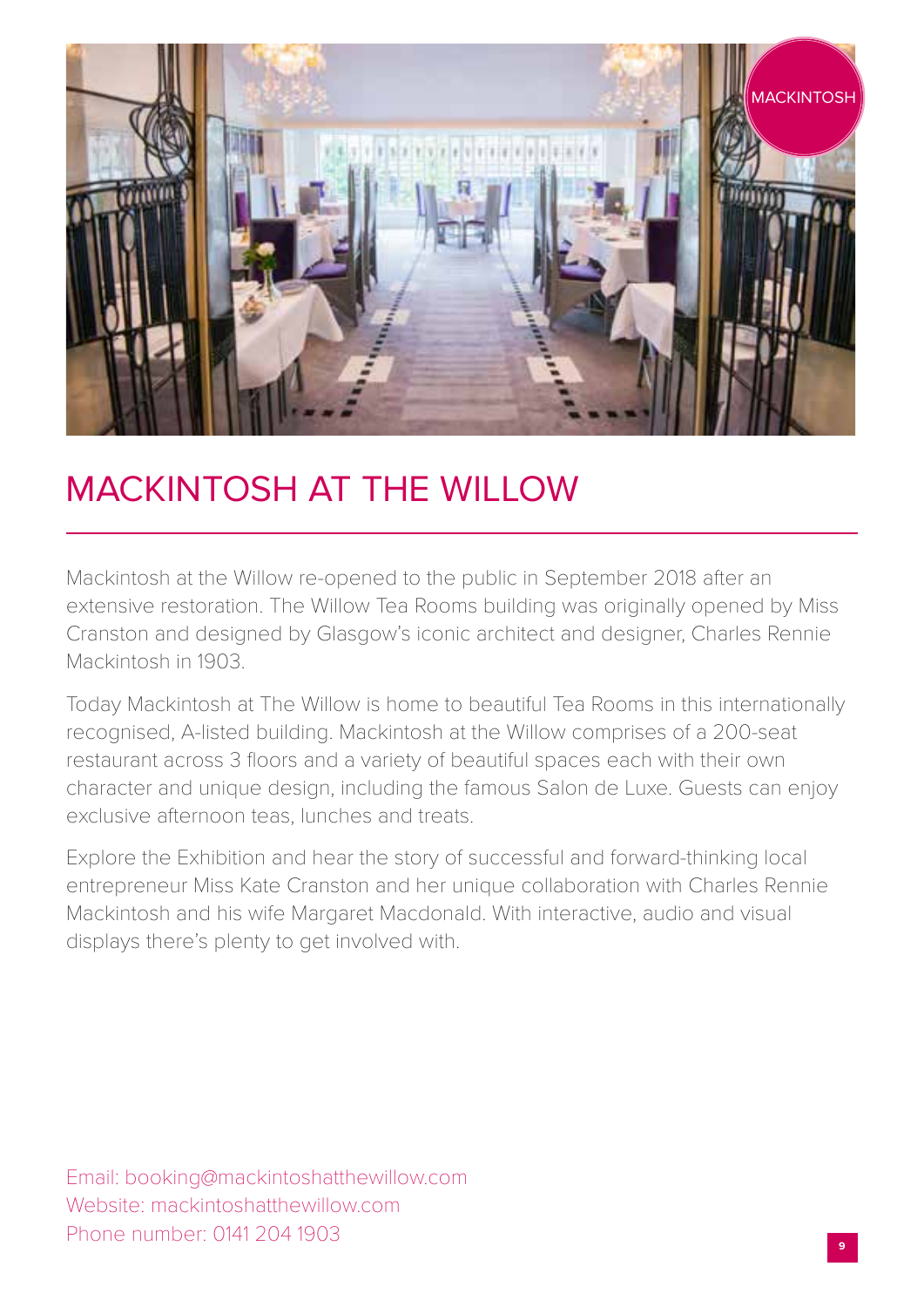# MACKINTOSH AT THE WILLOW

Mackintosh at the Willow re-opened to the public in September 2018 after an extensive restoration. The Willow Tea Rooms building was originally opened by Miss Cranston and designed by Glasgow's iconic architect and designer, Charles Rennie Mackintosh in 1903.

Today Mackintosh at The Willow is home to beautiful Tea Rooms in this internationally recognised, A-listed building. Mackintosh at the Willow comprises of a 200-seat restaurant across 3 floors and a variety of beautiful spaces each with their own character and unique design, including the famous Salon de Luxe. Guests can enjoy exclusive afternoon teas, lunches and treats.

Explore the Exhibition and hear the story of successful and forward-thinking local entrepreneur Miss Kate Cranston and her unique collaboration with Charles Rennie Mackintosh and his wife Margaret Macdonald. With interactive, audio and visual displays there's plenty to get involved with.

Email: booking@mackintoshatthewillow.com
Website: mackintoshatthewillow.com
Phone number: 0141 204 1903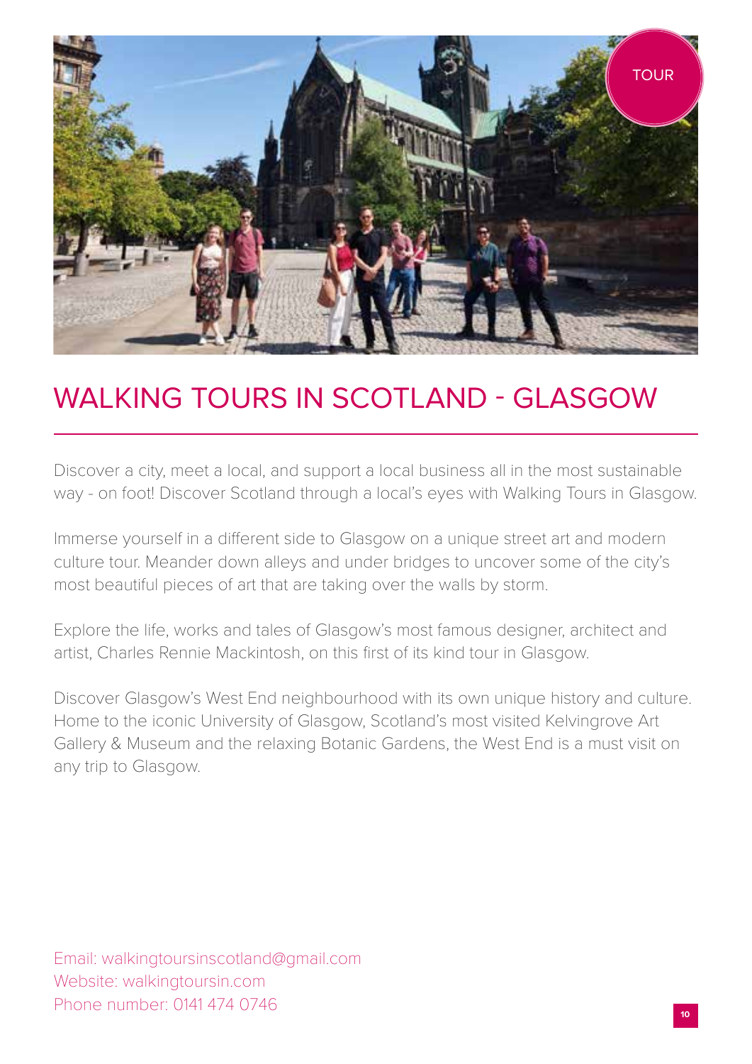TOUR

# WALKING TOURS IN SCOTLAND - GLASGOW

Discover a city, meet a local, and support a local business all in the most sustainable way - on foot! Discover Scotland through a local's eyes with Walking Tours in Glasgow.

Immerse yourself in a different side to Glasgow on a unique street art and modern culture tour. Meander down alleys and under bridges to uncover some of the city's most beautiful pieces of art that are taking over the walls by storm.

Explore the life, works and tales of Glasgow's most famous designer, architect and artist, Charles Rennie Mackintosh, on this first of its kind tour in Glasgow.

Discover Glasgow's West End neighbourhood with its own unique history and culture. Home to the iconic University of Glasgow, Scotland's most visited Kelvingrove Art Gallery & Museum and the relaxing Botanic Gardens, the West End is a must visit on any trip to Glasgow.

Email: walkingtoursinscotland@gmail.com
Website: walkingtoursin.com
Phone number: 0141 474 0746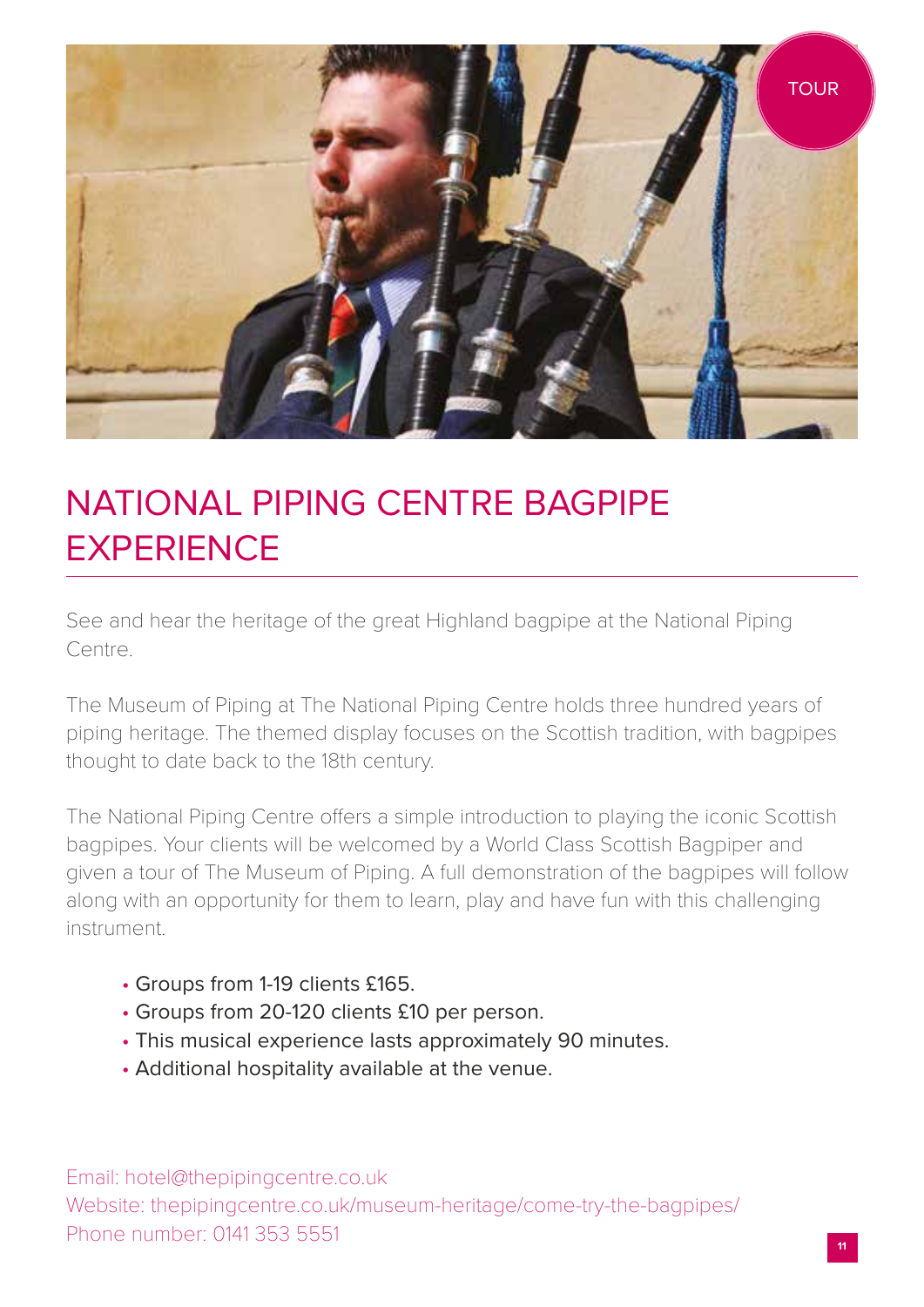TOUR

# NATIONAL PIPING CENTRE BAGPIPE EXPERIENCE

See and hear the heritage of the great Highland bagpipe at the National Piping Centre.

The Museum of Piping at The National Piping Centre holds three hundred years of piping heritage. The themed display focuses on the Scottish tradition, with bagpipes thought to date back to the 18th century.

The National Piping Centre offers a simple introduction to playing the iconic Scottish bagpipes. Your clients will be welcomed by a World Class Scottish Bagpiper and given a tour of The Museum of Piping. A full demonstration of the bagpipes will follow along with an opportunity for them to learn, play and have fun with this challenging instrument.

- Groups from 1-19 clients £165.
- Groups from 20-120 clients £10 per person.
- This musical experience lasts approximately 90 minutes.
- Additional hospitality available at the venue.

Email: hotel@thepipingcentre.co.uk
Website: thepipingcentre.co.uk/museum-heritage/come-try-the-bagpipes/
Phone number: 0141 353 5551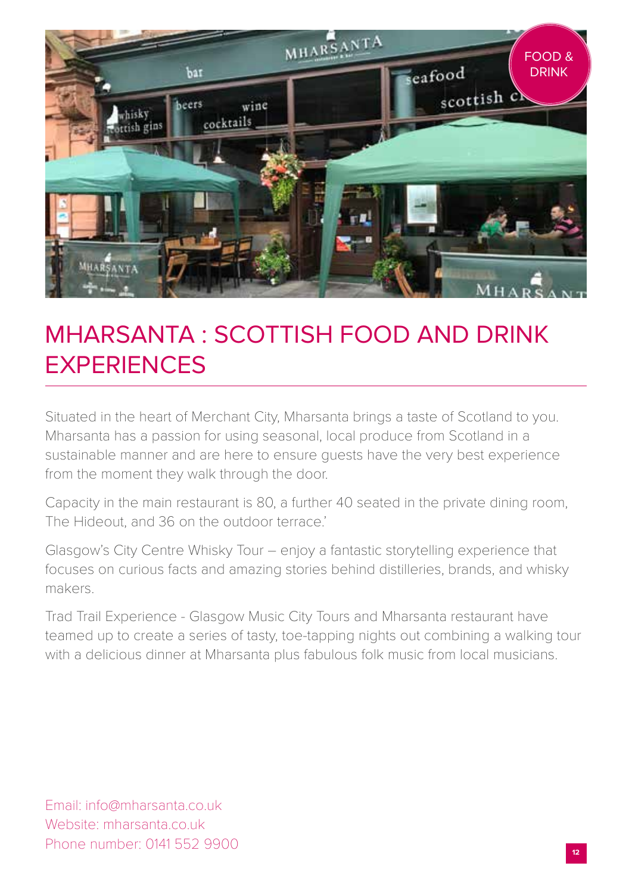# MHARSANTA : SCOTTISH FOOD AND DRINK EXPERIENCES

Situated in the heart of Merchant City, Mharsanta brings a taste of Scotland to you. Mharsanta has a passion for using seasonal, local produce from Scotland in a sustainable manner and are here to ensure guests have the very best experience from the moment they walk through the door.

Capacity in the main restaurant is 80, a further 40 seated in the private dining room, The Hideout, and 36 on the outdoor terrace.'

Glasgow's City Centre Whisky Tour – enjoy a fantastic storytelling experience that focuses on curious facts and amazing stories behind distilleries, brands, and whisky makers.

Trad Trail Experience - Glasgow Music City Tours and Mharsanta restaurant have teamed up to create a series of tasty, toe-tapping nights out combining a walking tour with a delicious dinner at Mharsanta plus fabulous folk music from local musicians.

Email: info@mharsanta.co.uk
Website: mharsanta.co.uk
Phone number: 0141 552 9900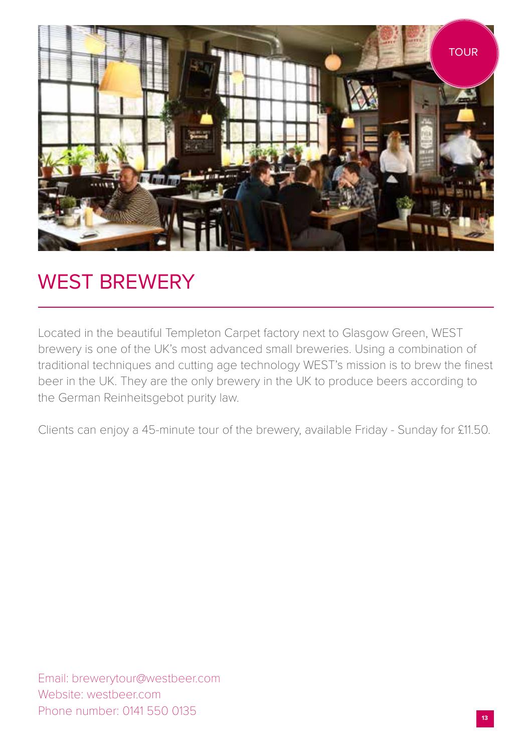TOUR

# WEST BREWERY

Located in the beautiful Templeton Carpet factory next to Glasgow Green, WEST brewery is one of the UK's most advanced small breweries. Using a combination of traditional techniques and cutting age technology WEST's mission is to brew the finest beer in the UK. They are the only brewery in the UK to produce beers according to the German Reinheitsgebot purity law.

Clients can enjoy a 45-minute tour of the brewery, available Friday - Sunday for £11.50.

Email: brewerytour@westbeer.com
Website: westbeer.com
Phone number: 0141 550 0135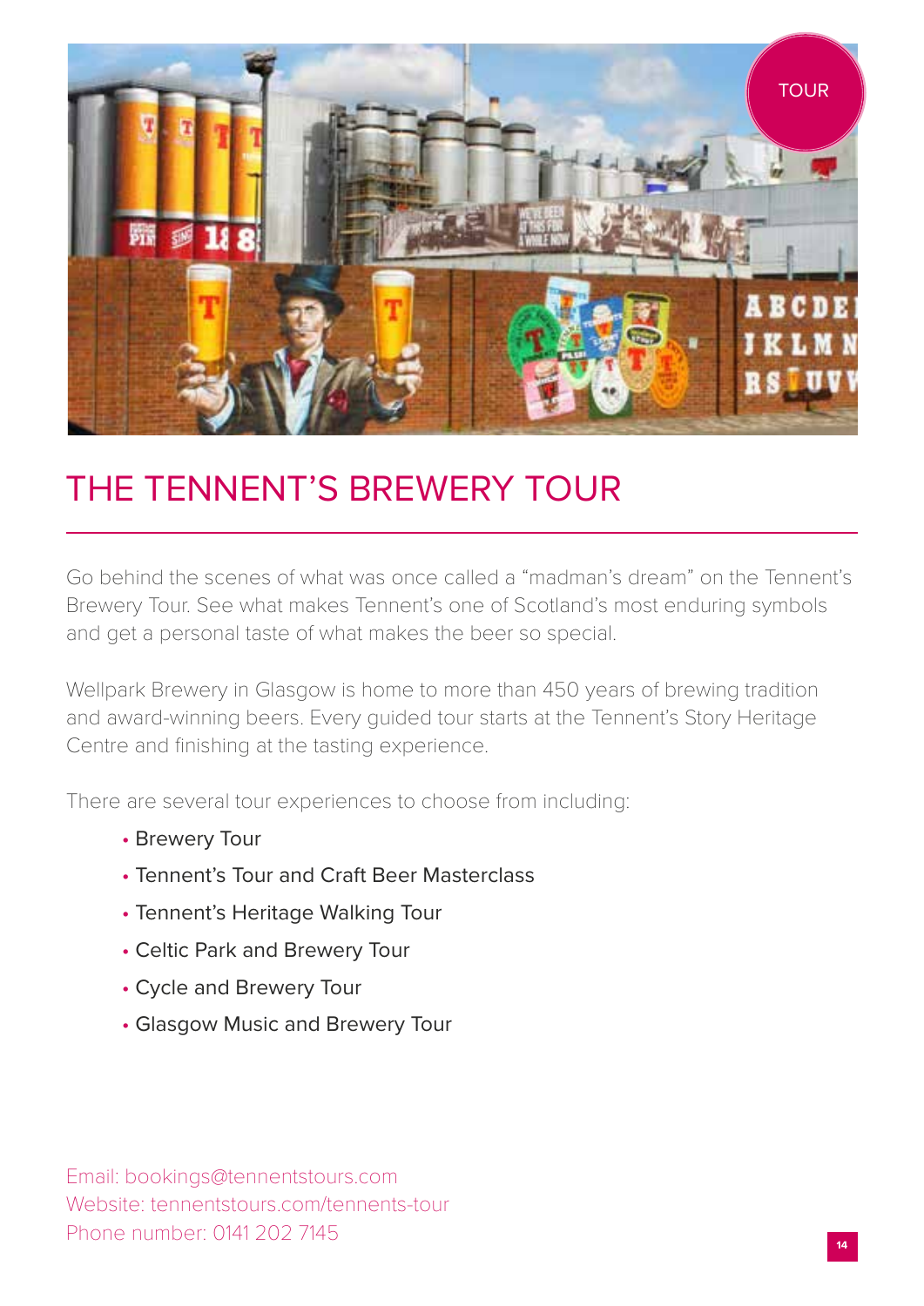TOUR

# THE TENNENT'S BREWERY TOUR

Go behind the scenes of what was once called a "madman's dream" on the Tennent's Brewery Tour. See what makes Tennent's one of Scotland's most enduring symbols and get a personal taste of what makes the beer so special.

Wellpark Brewery in Glasgow is home to more than 450 years of brewing tradition and award-winning beers. Every guided tour starts at the Tennent's Story Heritage Centre and finishing at the tasting experience.

There are several tour experiences to choose from including:

- Brewery Tour
- Tennent's Tour and Craft Beer Masterclass
- Tennent's Heritage Walking Tour
- Celtic Park and Brewery Tour
- Cycle and Brewery Tour
- Glasgow Music and Brewery Tour

Email: bookings@tennentstours.com
Website: tennentstours.com/tennents-tour
Phone number: 0141 202 7145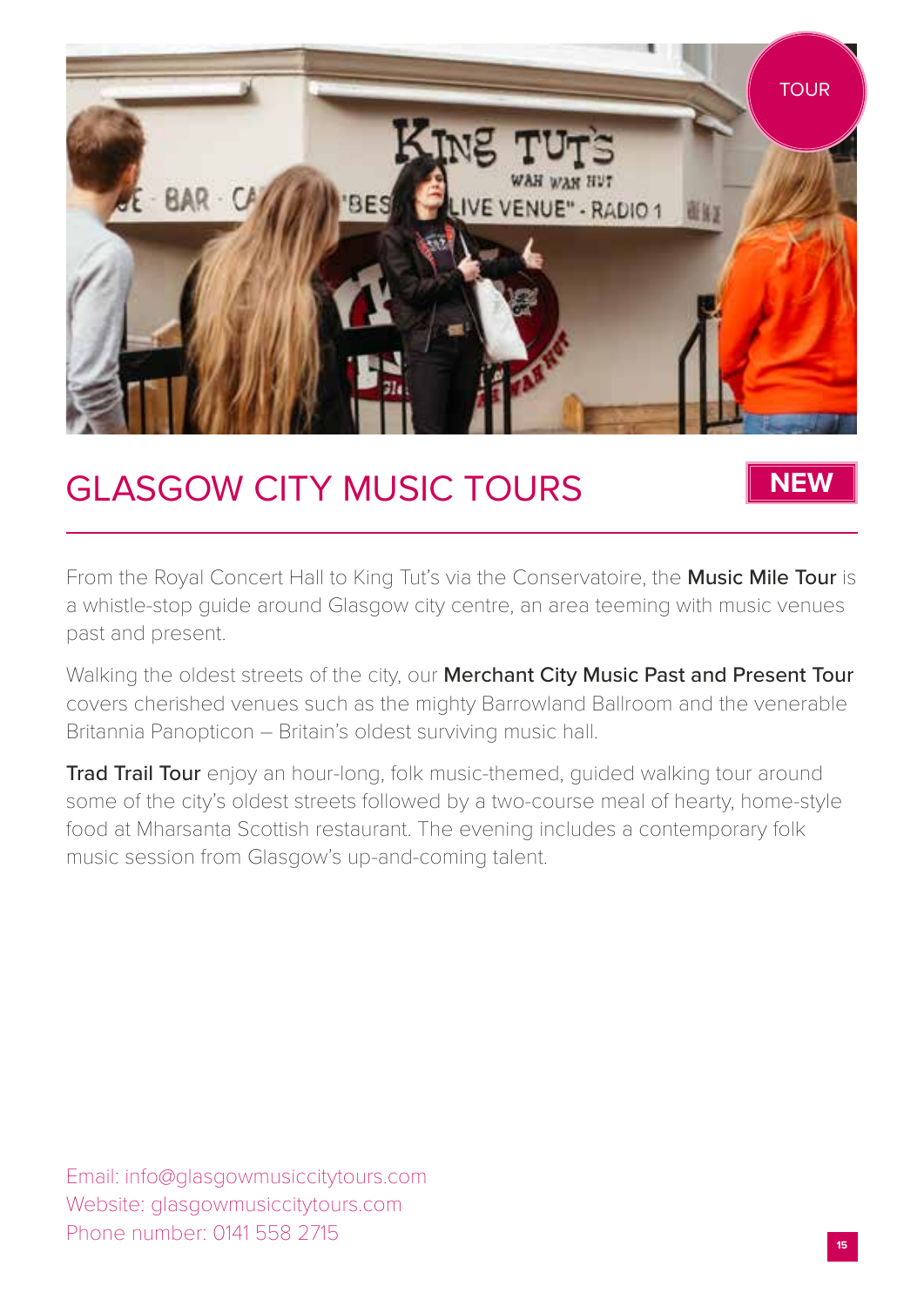TOUR

# GLASGOW CITY MUSIC TOURS

**NEW**

From the Royal Concert Hall to King Tut's via the Conservatoire, the **Music Mile Tour** is a whistle-stop guide around Glasgow city centre, an area teeming with music venues past and present.

Walking the oldest streets of the city, our **Merchant City Music Past and Present Tour** covers cherished venues such as the mighty Barrowland Ballroom and the venerable Britannia Panopticon – Britain's oldest surviving music hall.

**Trad Trail Tour** enjoy an hour-long, folk music-themed, guided walking tour around some of the city's oldest streets followed by a two-course meal of hearty, home-style food at Mharsanta Scottish restaurant. The evening includes a contemporary folk music session from Glasgow's up-and-coming talent.

Email: info@glasgowmusiccitytours.com
Website: glasgowmusiccitytours.com
Phone number: 0141 558 2715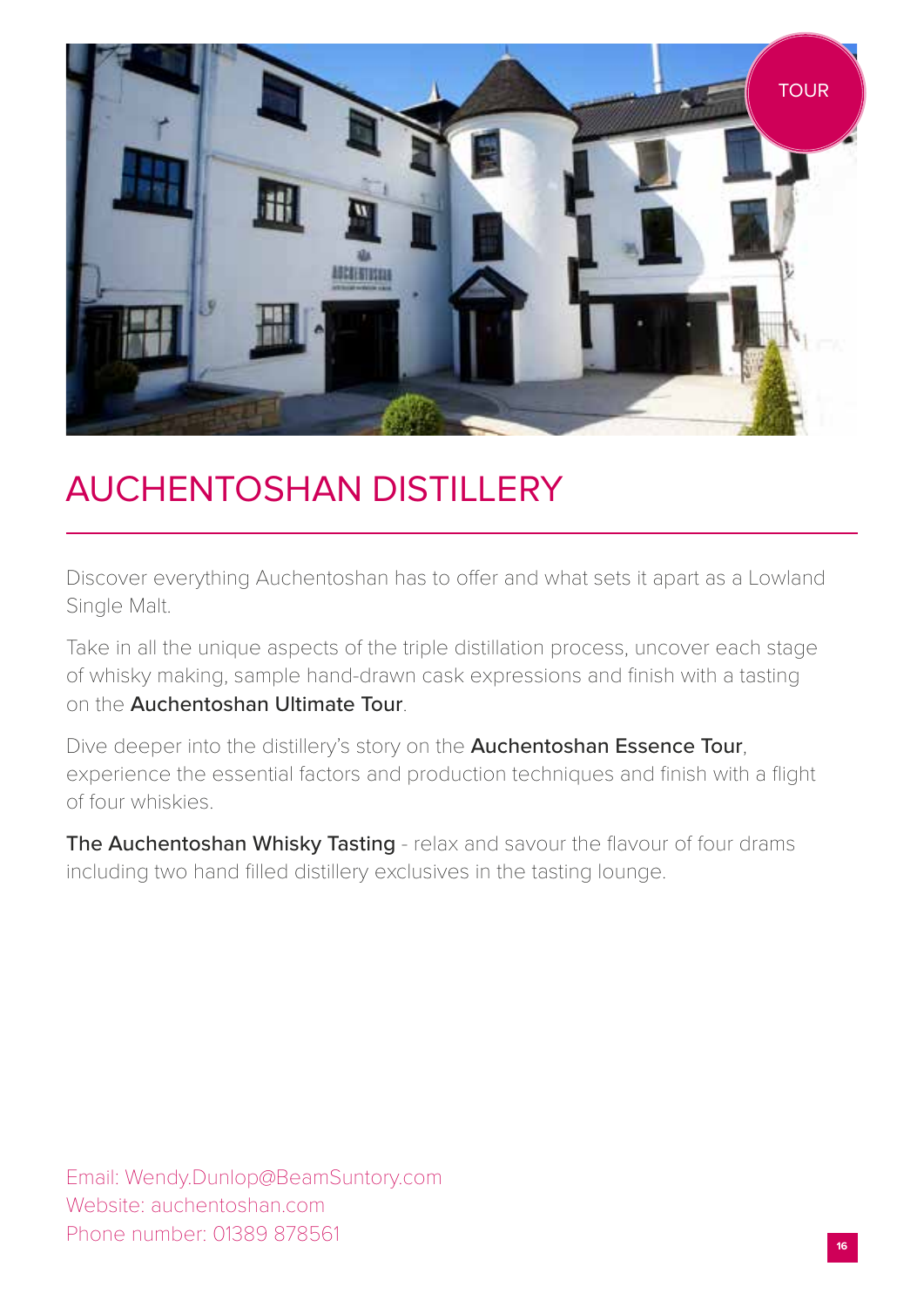TOUR

# AUCHENTOSHAN DISTILLERY

Discover everything Auchentoshan has to offer and what sets it apart as a Lowland Single Malt.

Take in all the unique aspects of the triple distillation process, uncover each stage of whisky making, sample hand-drawn cask expressions and finish with a tasting on the **Auchentoshan Ultimate Tour**.

Dive deeper into the distillery's story on the **Auchentoshan Essence Tour**, experience the essential factors and production techniques and finish with a flight of four whiskies.

**The Auchentoshan Whisky Tasting** - relax and savour the flavour of four drams including two hand filled distillery exclusives in the tasting lounge.

Email: Wendy.Dunlop@BeamSuntory.com
Website: auchentoshan.com
Phone number: 01389 878561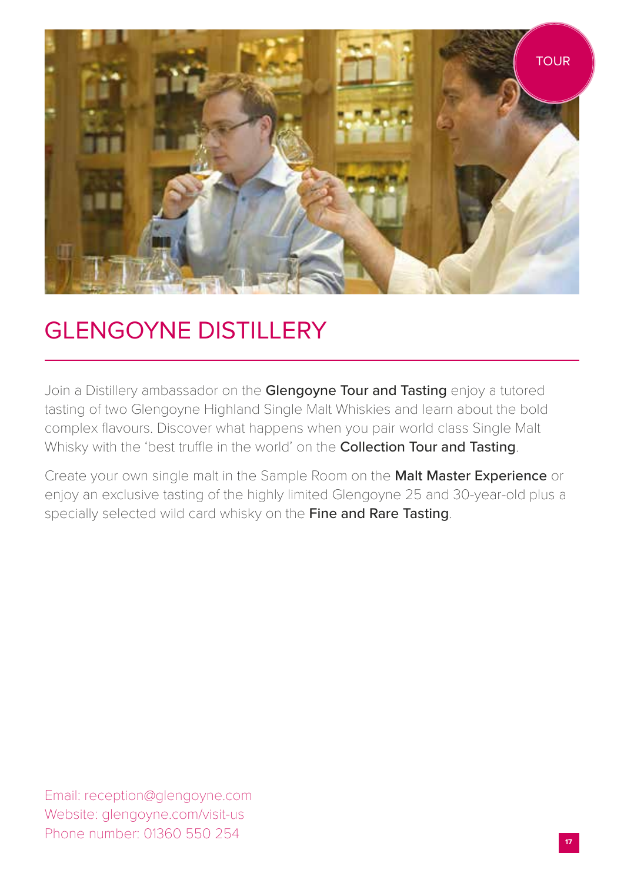TOUR

# GLENGOYNE DISTILLERY

Join a Distillery ambassador on the **Glengoyne Tour and Tasting** enjoy a tutored tasting of two Glengoyne Highland Single Malt Whiskies and learn about the bold complex flavours. Discover what happens when you pair world class Single Malt Whisky with the 'best truffle in the world' on the **Collection Tour and Tasting**.

Create your own single malt in the Sample Room on the **Malt Master Experience** or enjoy an exclusive tasting of the highly limited Glengoyne 25 and 30-year-old plus a specially selected wild card whisky on the **Fine and Rare Tasting**.

Email: reception@glengoyne.com
Website: glengoyne.com/visit-us
Phone number: 01360 550 254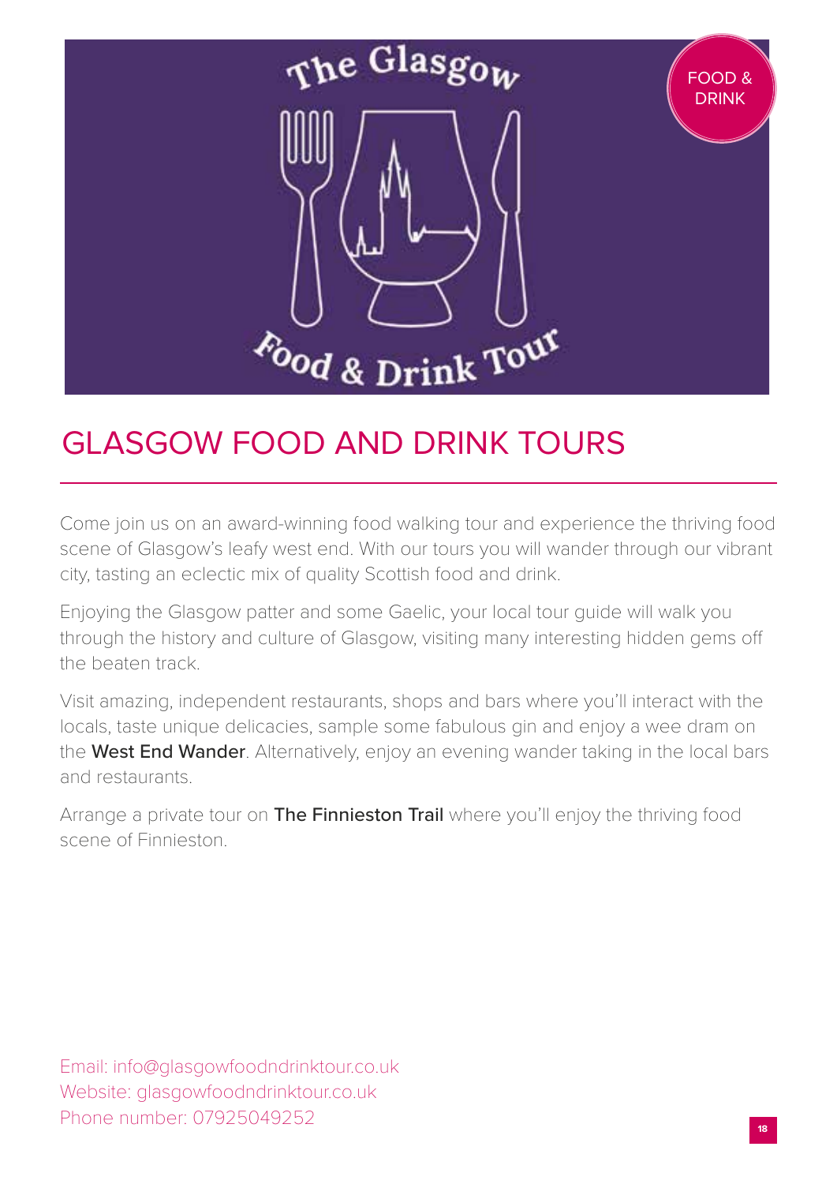FOOD & DRINK

# GLASGOW FOOD AND DRINK TOURS

Come join us on an award-winning food walking tour and experience the thriving food scene of Glasgow's leafy west end. With our tours you will wander through our vibrant city, tasting an eclectic mix of quality Scottish food and drink.

Enjoying the Glasgow patter and some Gaelic, your local tour guide will walk you through the history and culture of Glasgow, visiting many interesting hidden gems off the beaten track.

Visit amazing, independent restaurants, shops and bars where you'll interact with the locals, taste unique delicacies, sample some fabulous gin and enjoy a wee dram on the **West End Wander**. Alternatively, enjoy an evening wander taking in the local bars and restaurants.

Arrange a private tour on **The Finnieston Trail** where you'll enjoy the thriving food scene of Finnieston.

Email: info@glasgowfoodndrinktour.co.uk
Website: glasgowfoodndrinktour.co.uk
Phone number: 07925049252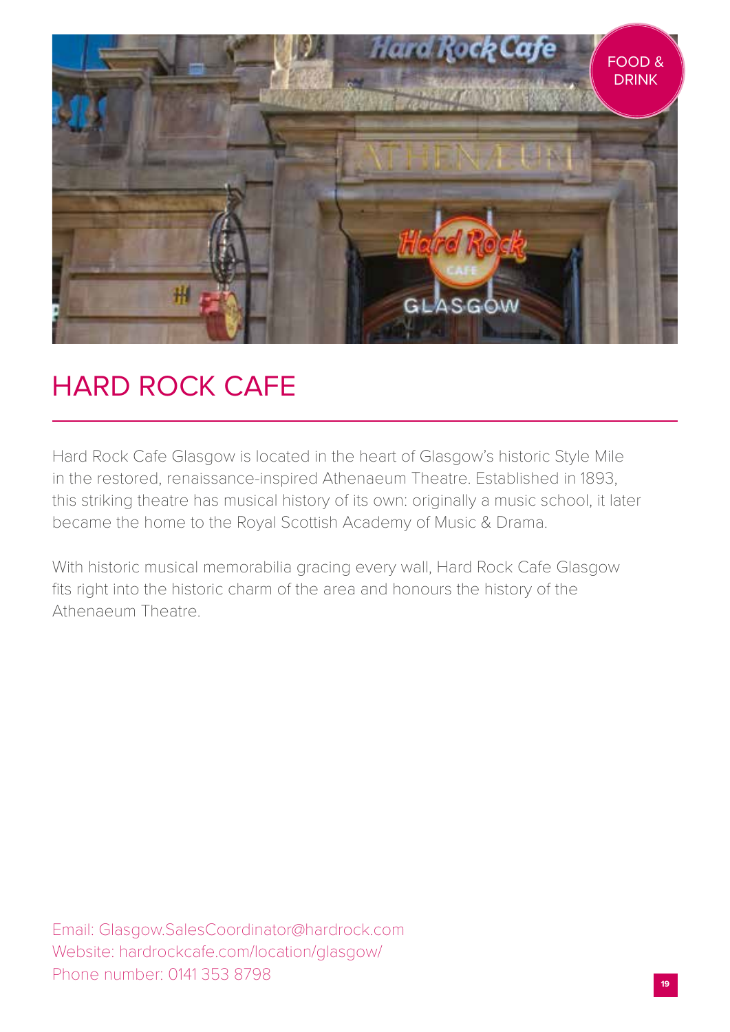FOOD & DRINK

# HARD ROCK CAFE

Hard Rock Cafe Glasgow is located in the heart of Glasgow's historic Style Mile in the restored, renaissance-inspired Athenaeum Theatre. Established in 1893, this striking theatre has musical history of its own: originally a music school, it later became the home to the Royal Scottish Academy of Music & Drama.

With historic musical memorabilia gracing every wall, Hard Rock Cafe Glasgow fits right into the historic charm of the area and honours the history of the Athenaeum Theatre.

Email: Glasgow.SalesCoordinator@hardrock.com
Website: hardrockcafe.com/location/glasgow/
Phone number: 0141 353 8798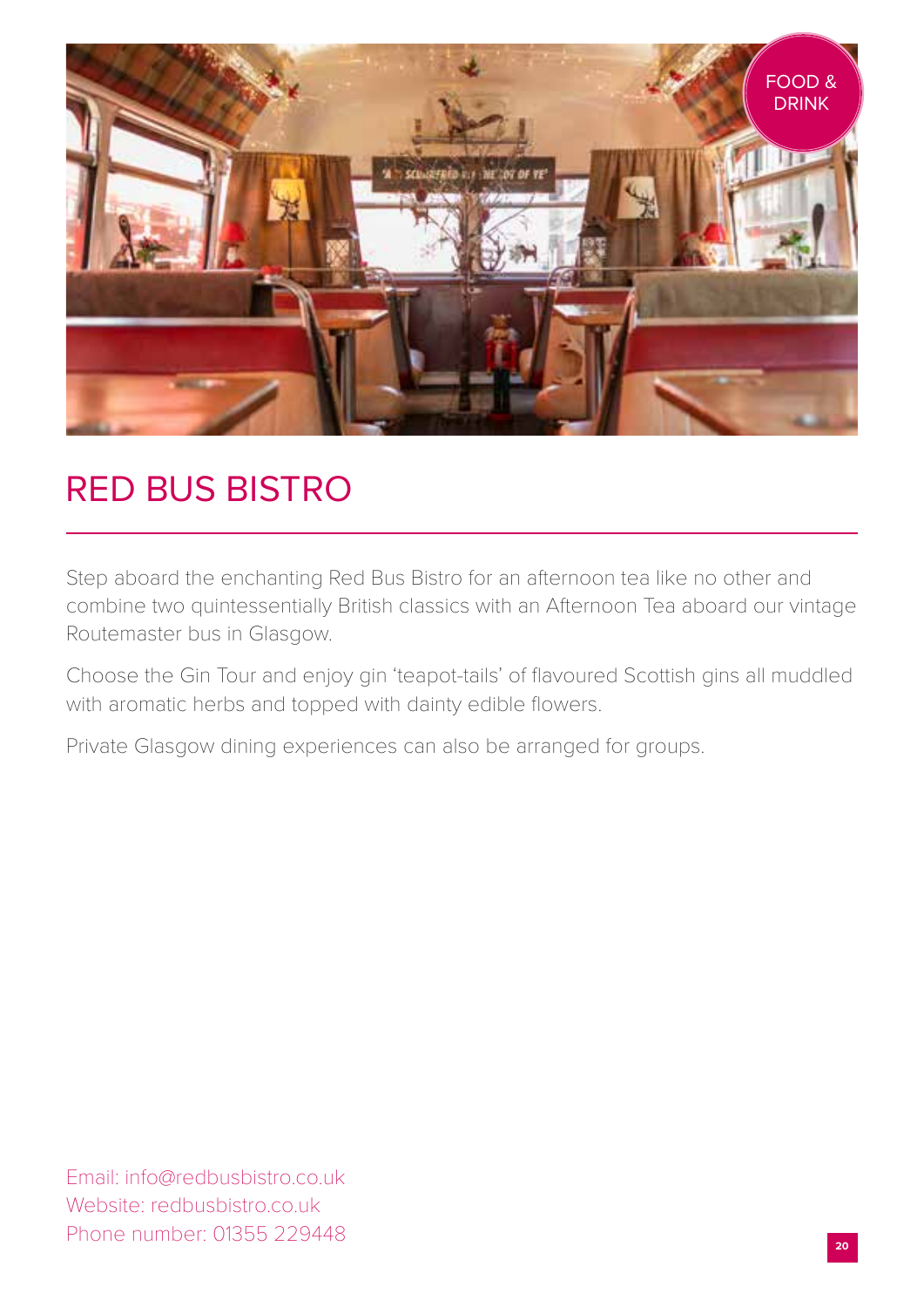FOOD & DRINK

# RED BUS BISTRO

Step aboard the enchanting Red Bus Bistro for an afternoon tea like no other and combine two quintessentially British classics with an Afternoon Tea aboard our vintage Routemaster bus in Glasgow.

Choose the Gin Tour and enjoy gin 'teapot-tails' of flavoured Scottish gins all muddled with aromatic herbs and topped with dainty edible flowers.

Private Glasgow dining experiences can also be arranged for groups.

Email: info@redbusbistro.co.uk
Website: redbusbistro.co.uk
Phone number: 01355 229448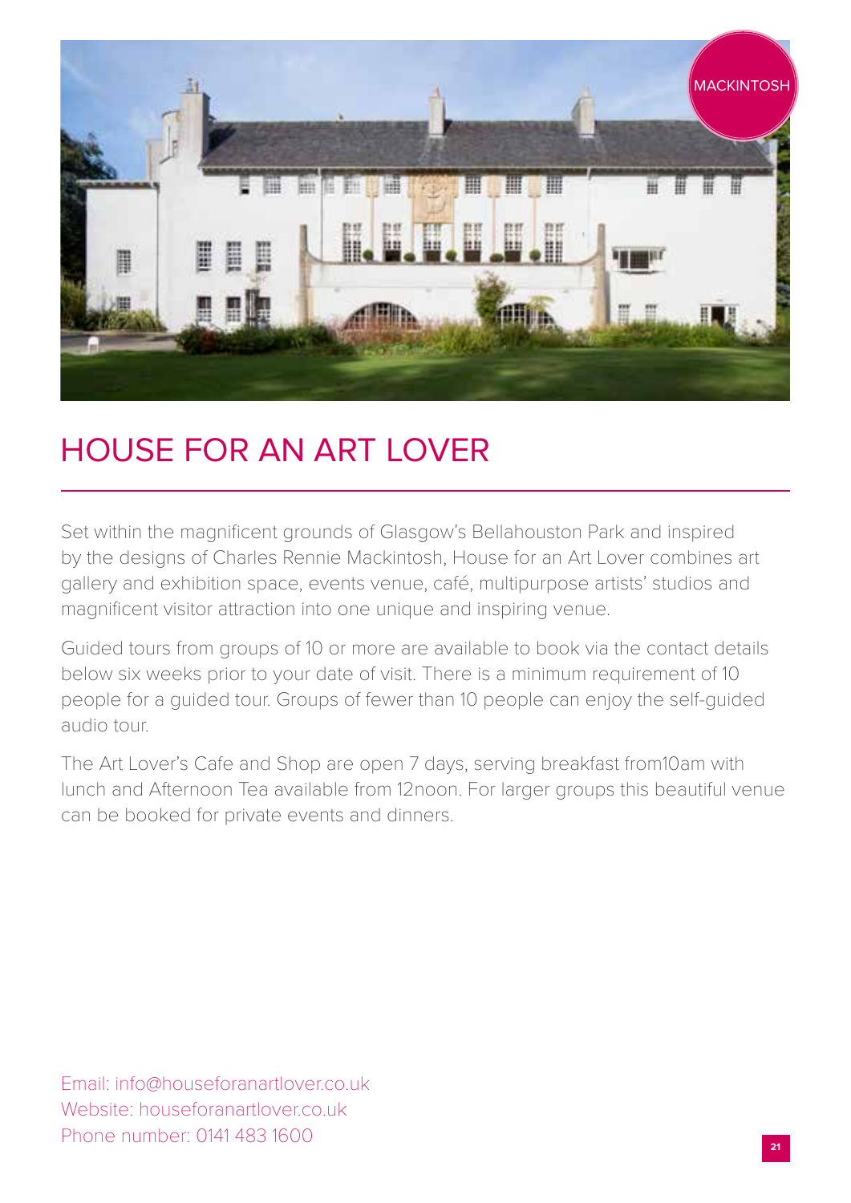MACKINTOSH

# HOUSE FOR AN ART LOVER

Set within the magnificent grounds of Glasgow's Bellahouston Park and inspired by the designs of Charles Rennie Mackintosh, House for an Art Lover combines art gallery and exhibition space, events venue, café, multipurpose artists' studios and magnificent visitor attraction into one unique and inspiring venue.

Guided tours from groups of 10 or more are available to book via the contact details below six weeks prior to your date of visit. There is a minimum requirement of 10 people for a guided tour. Groups of fewer than 10 people can enjoy the self-guided audio tour.

The Art Lover's Cafe and Shop are open 7 days, serving breakfast from10am with lunch and Afternoon Tea available from 12noon. For larger groups this beautiful venue can be booked for private events and dinners.

Email: info@houseforanartlover.co.uk
Website: houseforanartlover.co.uk
Phone number: 0141 483 1600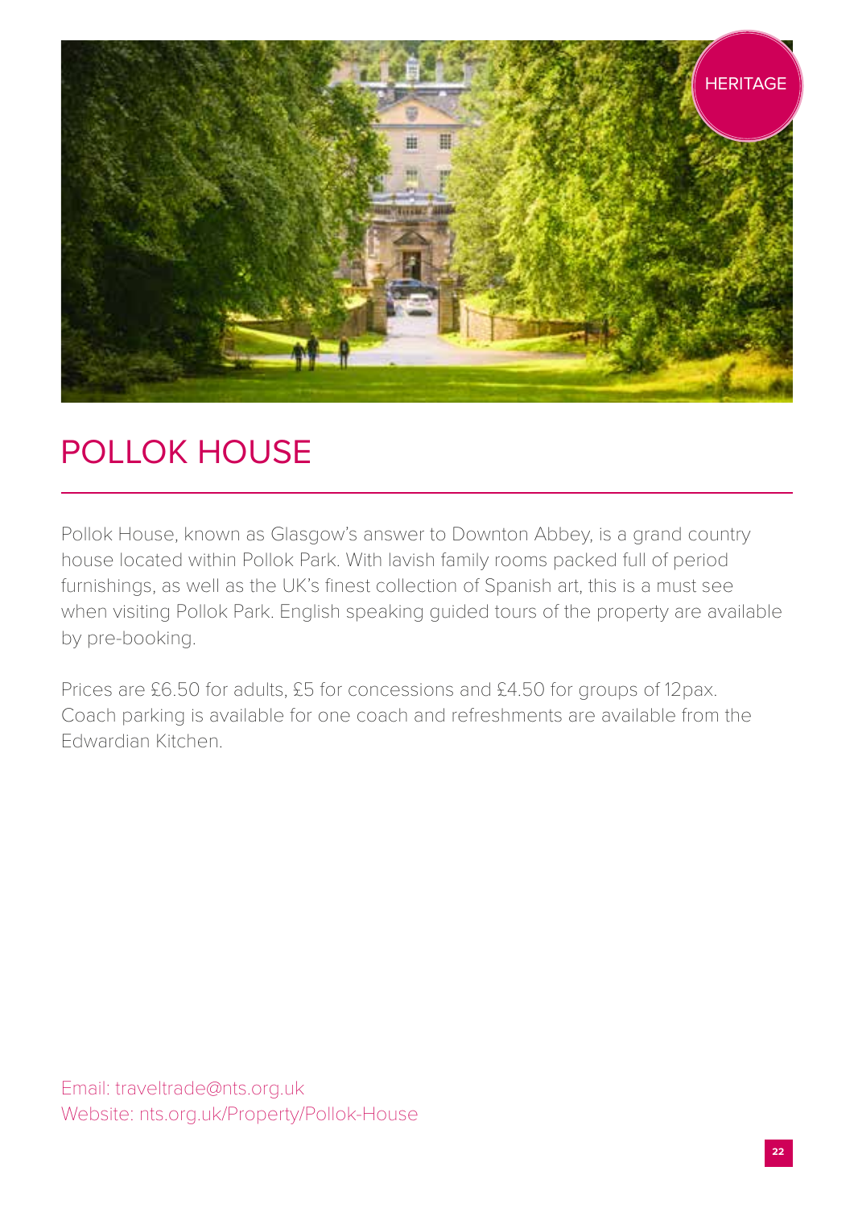HERITAGE

# POLLOK HOUSE

Pollok House, known as Glasgow's answer to Downton Abbey, is a grand country house located within Pollok Park. With lavish family rooms packed full of period furnishings, as well as the UK's finest collection of Spanish art, this is a must see when visiting Pollok Park. English speaking guided tours of the property are available by pre-booking.

Prices are £6.50 for adults, £5 for concessions and £4.50 for groups of 12pax. Coach parking is available for one coach and refreshments are available from the Edwardian Kitchen.

Email: traveltrade@nts.org.uk
Website: nts.org.uk/Property/Pollok-House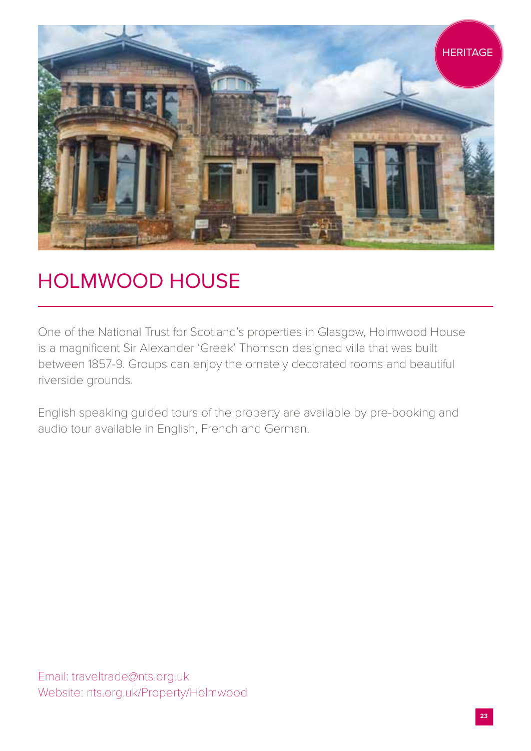HERITAGE

# HOLMWOOD HOUSE

One of the National Trust for Scotland's properties in Glasgow, Holmwood House is a magnificent Sir Alexander 'Greek' Thomson designed villa that was built between 1857-9. Groups can enjoy the ornately decorated rooms and beautiful riverside grounds.

English speaking guided tours of the property are available by pre-booking and audio tour available in English, French and German.

Email: traveltrade@nts.org.uk
Website: nts.org.uk/Property/Holmwood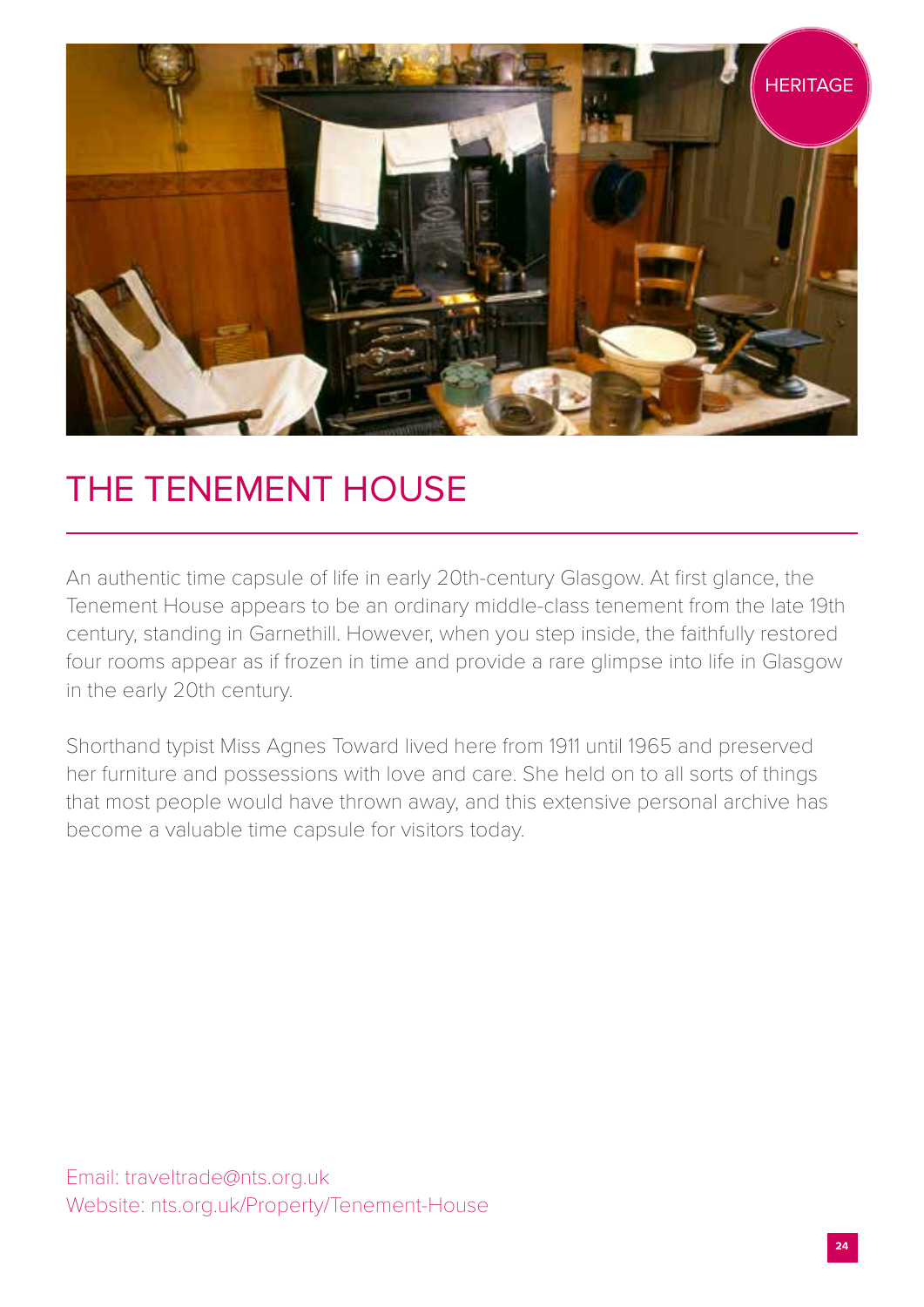HERITAGE

# THE TENEMENT HOUSE

An authentic time capsule of life in early 20th-century Glasgow. At first glance, the Tenement House appears to be an ordinary middle-class tenement from the late 19th century, standing in Garnethill. However, when you step inside, the faithfully restored four rooms appear as if frozen in time and provide a rare glimpse into life in Glasgow in the early 20th century.

Shorthand typist Miss Agnes Toward lived here from 1911 until 1965 and preserved her furniture and possessions with love and care. She held on to all sorts of things that most people would have thrown away, and this extensive personal archive has become a valuable time capsule for visitors today.

Email: traveltrade@nts.org.uk
Website: nts.org.uk/Property/Tenement-House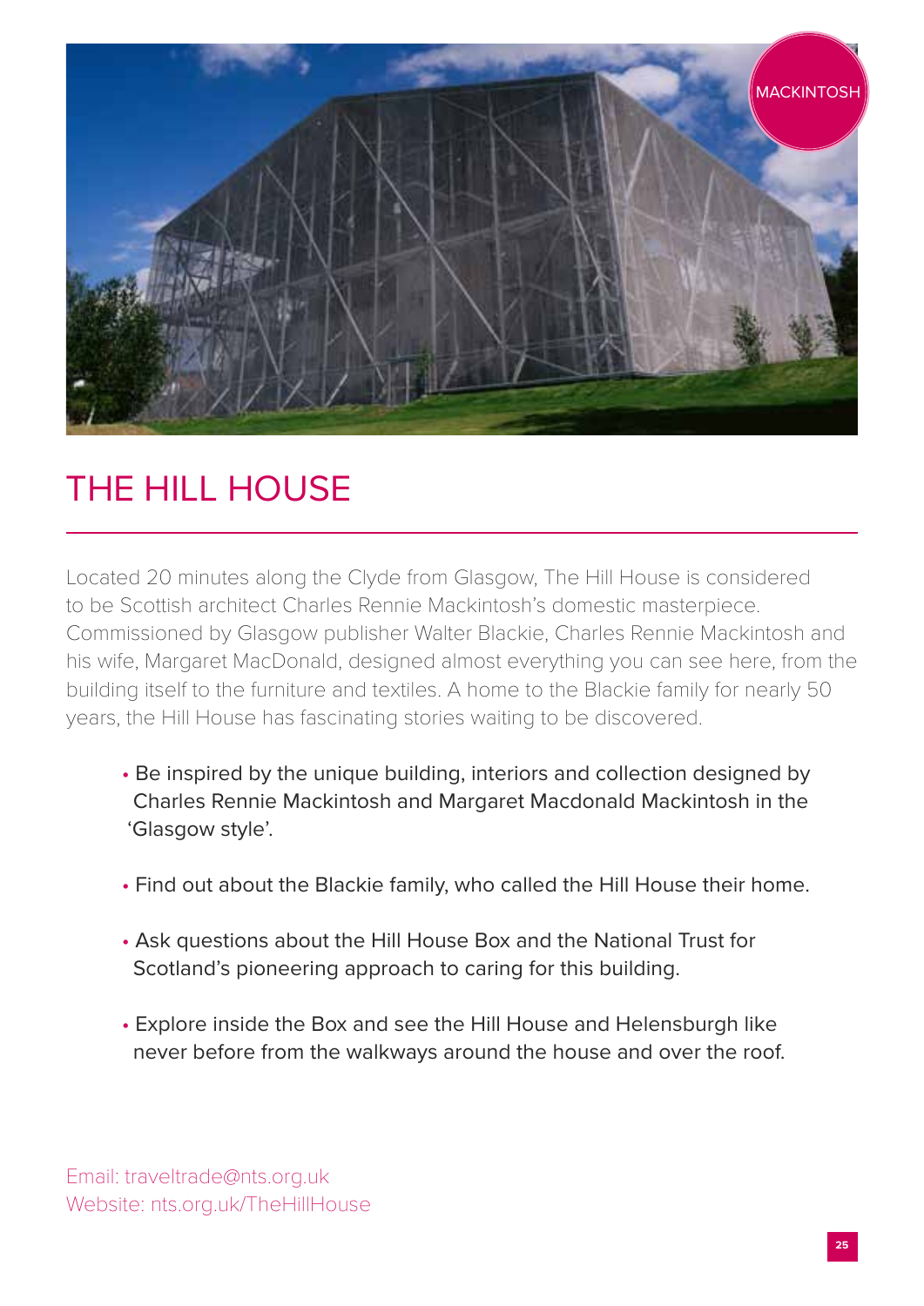MACKINTOSH

# THE HILL HOUSE

Located 20 minutes along the Clyde from Glasgow, The Hill House is considered to be Scottish architect Charles Rennie Mackintosh's domestic masterpiece. Commissioned by Glasgow publisher Walter Blackie, Charles Rennie Mackintosh and his wife, Margaret MacDonald, designed almost everything you can see here, from the building itself to the furniture and textiles. A home to the Blackie family for nearly 50 years, the Hill House has fascinating stories waiting to be discovered.

- Be inspired by the unique building, interiors and collection designed by Charles Rennie Mackintosh and Margaret Macdonald Mackintosh in the 'Glasgow style'.
- Find out about the Blackie family, who called the Hill House their home.
- Ask questions about the Hill House Box and the National Trust for Scotland's pioneering approach to caring for this building.
- Explore inside the Box and see the Hill House and Helensburgh like never before from the walkways around the house and over the roof.

Email: traveltrade@nts.org.uk
Website: nts.org.uk/TheHillHouse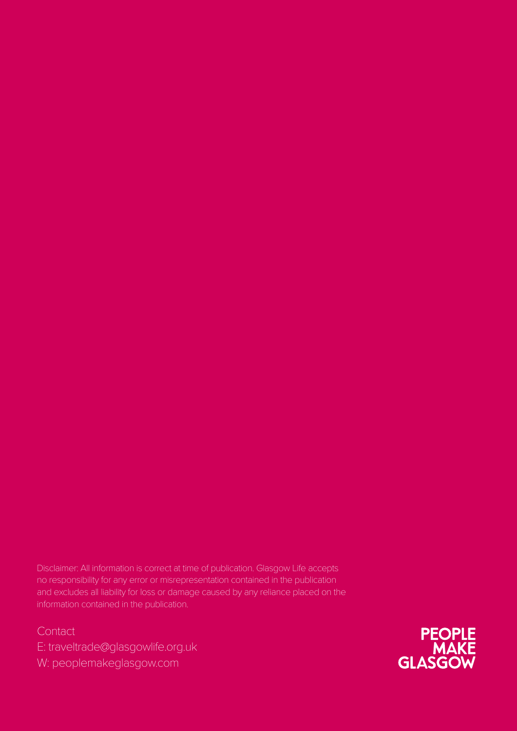Disclaimer: All information is correct at time of publication. Glasgow Life accepts no responsibility for any error or misrepresentation contained in the publication and excludes all liability for loss or damage caused by any reliance placed on the information contained in the publication.

Contact

E: traveltrade@glasgowlife.org.uk

W: peoplemakeglasgow.com

PEOPLE MAKE GLASGOW